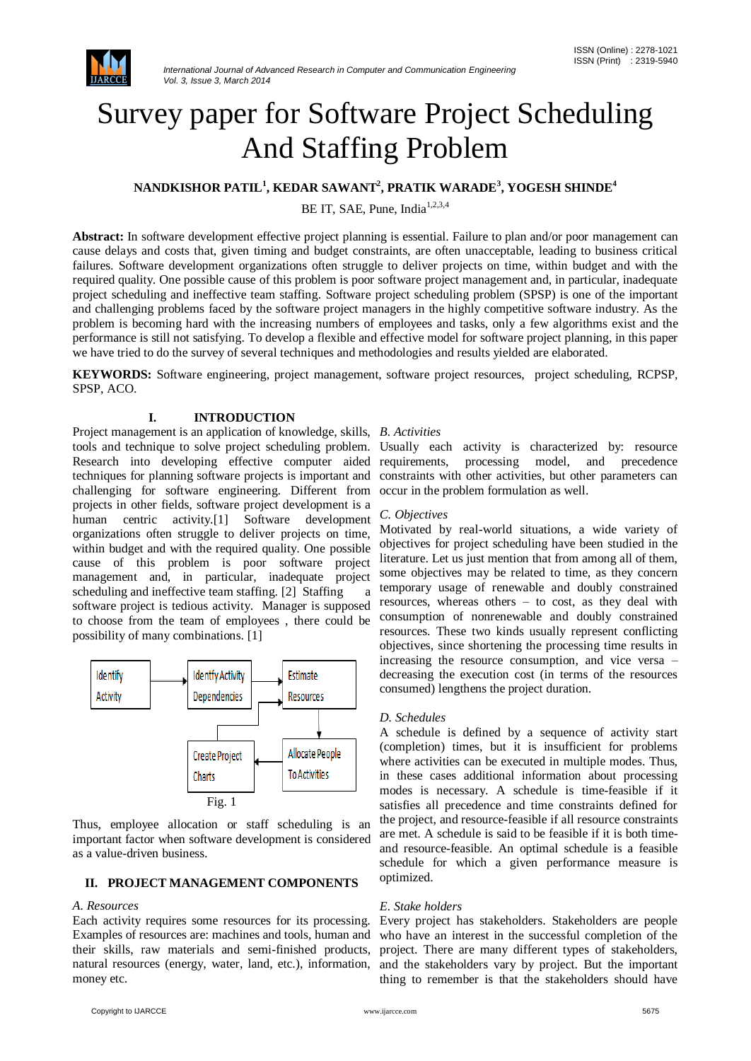# Survey paper for Software Project Scheduling And Staffing Problem

**NANDKISHOR PATIL[1], KEDAR SAWANT[2], PRATIK WARADE[3], YOGESH SHINDE[4]**

BE IT, SAE, Pune, India[1,2,3,4]

**Abstract:** In software development effective project planning is essential. Failure to plan and/or poor management can cause delays and costs that, given timing and budget constraints, are often unacceptable, leading to business critical failures. Software development organizations often struggle to deliver projects on time, within budget and with the required quality. One possible cause of this problem is poor software project management and, in particular, inadequate project scheduling and ineffective team staffing. Software project scheduling problem (SPSP) is one of the important and challenging problems faced by the software project managers in the highly competitive software industry. As the problem is becoming hard with the increasing numbers of employees and tasks, only a few algorithms exist and the performance is still not satisfying. To develop a flexible and effective model for software project planning, in this paper we have tried to do the survey of several techniques and methodologies and results yielded are elaborated.

**KEYWORDS:** Software engineering, project management, software project resources, project scheduling, RCPSP, SPSP, ACO.

## I. INTRODUCTION

Project management is an application of knowledge, skills, tools and technique to solve project scheduling problem. Research into developing effective computer aided techniques for planning software projects is important and challenging for software engineering. Different from projects in other fields, software project development is a human centric activity.[1] Software development organizations often struggle to deliver projects on time, within budget and with the required quality. One possible cause of this problem is poor software project management and, in particular, inadequate project scheduling and ineffective team staffing. [2] Staffing a software project is tedious activity. Manager is supposed to choose from the team of employees , there could be possibility of many combinations. [1]

Identify Activity → Identify Activity Dependencies → Estimate Resources → Allocate People To Activities → Create Project Charts

Fig. 1

Thus, employee allocation or staff scheduling is an important factor when software development is considered as a value-driven business.

## II. PROJECT MANAGEMENT COMPONENTS

### *A. Resources*

Each activity requires some resources for its processing. Examples of resources are: machines and tools, human and their skills, raw materials and semi-finished products, natural resources (energy, water, land, etc.), information, money etc.

### *B. Activities*

Usually each activity is characterized by: resource requirements, processing model, and precedence constraints with other activities, but other parameters can occur in the problem formulation as well.

### *C. Objectives*

Motivated by real-world situations, a wide variety of objectives for project scheduling have been studied in the literature. Let us just mention that from among all of them, some objectives may be related to time, as they concern temporary usage of renewable and doubly constrained resources, whereas others – to cost, as they deal with consumption of nonrenewable and doubly constrained resources. These two kinds usually represent conflicting objectives, since shortening the processing time results in increasing the resource consumption, and vice versa – decreasing the execution cost (in terms of the resources consumed) lengthens the project duration.

### *D. Schedules*

A schedule is defined by a sequence of activity start (completion) times, but it is insufficient for problems where activities can be executed in multiple modes. Thus, in these cases additional information about processing modes is necessary. A schedule is time-feasible if it satisfies all precedence and time constraints defined for the project, and resource-feasible if all resource constraints are met. A schedule is said to be feasible if it is both time- and resource-feasible. An optimal schedule is a feasible schedule for which a given performance measure is optimized.

### *E. Stake holders*

Every project has stakeholders. Stakeholders are people who have an interest in the successful completion of the project. There are many different types of stakeholders, and the stakeholders vary by project. But the important thing to remember is that the stakeholders should have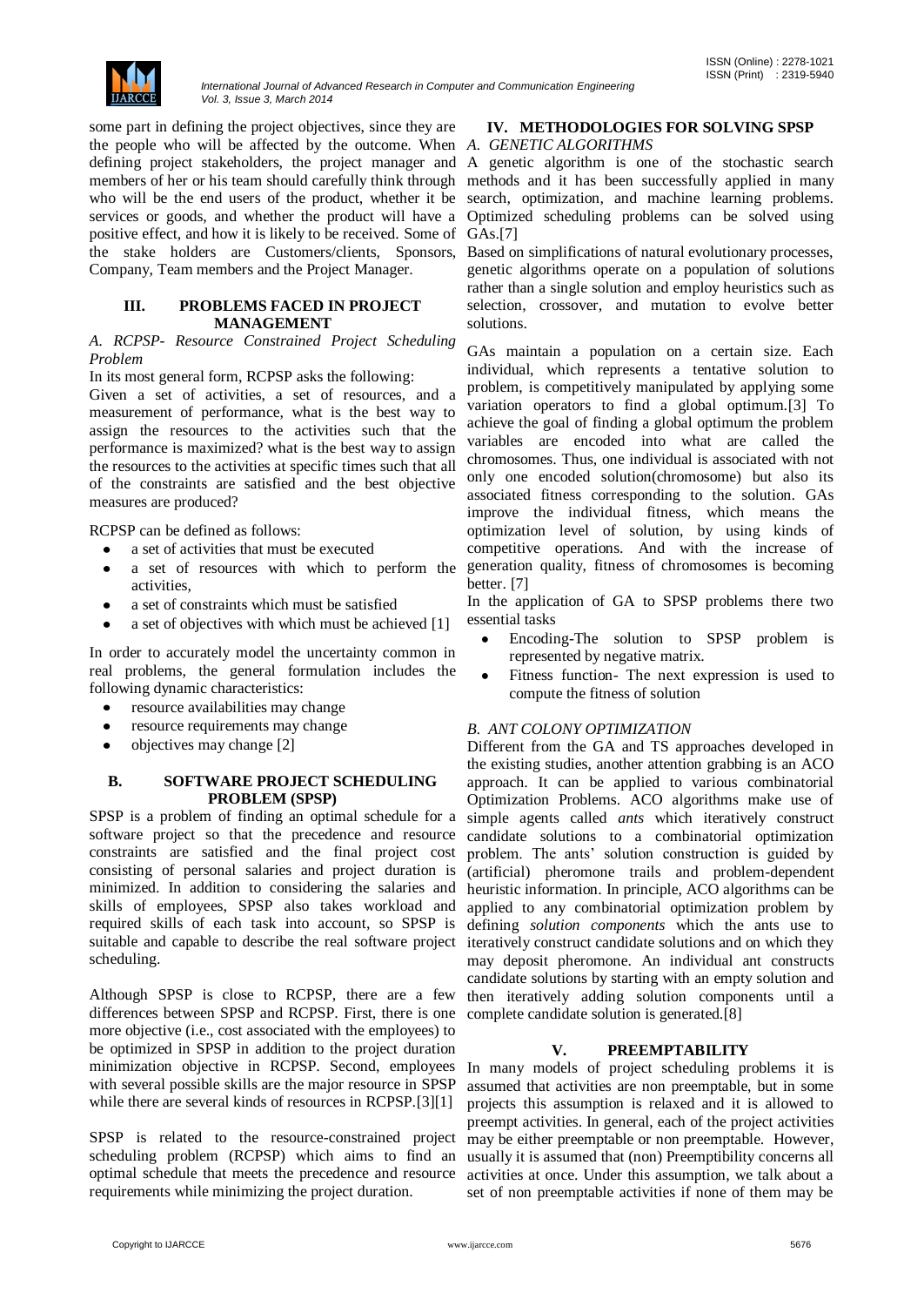some part in defining the project objectives, since they are the people who will be affected by the outcome. When defining project stakeholders, the project manager and members of her or his team should carefully think through who will be the end users of the product, whether it be services or goods, and whether the product will have a positive effect, and how it is likely to be received. Some of the stake holders are Customers/clients, Sponsors, Company, Team members and the Project Manager.

## III. PROBLEMS FACED IN PROJECT MANAGEMENT

### *A. RCPSP- Resource Constrained Project Scheduling Problem*

In its most general form, RCPSP asks the following:

Given a set of activities, a set of resources, and a measurement of performance, what is the best way to assign the resources to the activities such that the performance is maximized? what is the best way to assign the resources to the activities at specific times such that all of the constraints are satisfied and the best objective measures are produced?

RCPSP can be defined as follows:

- a set of activities that must be executed
- a set of resources with which to perform the activities,
- a set of constraints which must be satisfied
- a set of objectives with which must be achieved [1]

In order to accurately model the uncertainty common in real problems, the general formulation includes the following dynamic characteristics:

- resource availabilities may change
- resource requirements may change
- objectives may change [2]

### B. SOFTWARE PROJECT SCHEDULING PROBLEM (SPSP)

SPSP is a problem of finding an optimal schedule for a software project so that the precedence and resource constraints are satisfied and the final project cost consisting of personal salaries and project duration is minimized. In addition to considering the salaries and skills of employees, SPSP also takes workload and required skills of each task into account, so SPSP is suitable and capable to describe the real software project scheduling.

Although SPSP is close to RCPSP, there are a few differences between SPSP and RCPSP. First, there is one more objective (i.e., cost associated with the employees) to be optimized in SPSP in addition to the project duration minimization objective in RCPSP. Second, employees with several possible skills are the major resource in SPSP while there are several kinds of resources in RCPSP.[3][1]

SPSP is related to the resource-constrained project scheduling problem (RCPSP) which aims to find an optimal schedule that meets the precedence and resource requirements while minimizing the project duration.

## IV. METHODOLOGIES FOR SOLVING SPSP

### *A. GENETIC ALGORITHMS*

A genetic algorithm is one of the stochastic search methods and it has been successfully applied in many search, optimization, and machine learning problems. Optimized scheduling problems can be solved using GAs.[7]

Based on simplifications of natural evolutionary processes, genetic algorithms operate on a population of solutions rather than a single solution and employ heuristics such as selection, crossover, and mutation to evolve better solutions.

GAs maintain a population on a certain size. Each individual, which represents a tentative solution to problem, is competitively manipulated by applying some variation operators to find a global optimum.[3] To achieve the goal of finding a global optimum the problem variables are encoded into what are called the chromosomes. Thus, one individual is associated with not only one encoded solution(chromosome) but also its associated fitness corresponding to the solution. GAs improve the individual fitness, which means the optimization level of solution, by using kinds of competitive operations. And with the increase of generation quality, fitness of chromosomes is becoming better. [7]

In the application of GA to SPSP problems there two essential tasks

- Encoding-The solution to SPSP problem is represented by negative matrix.
- Fitness function- The next expression is used to compute the fitness of solution

### *B. ANT COLONY OPTIMIZATION*

Different from the GA and TS approaches developed in the existing studies, another attention grabbing is an ACO approach. It can be applied to various combinatorial Optimization Problems. ACO algorithms make use of simple agents called *ants* which iteratively construct candidate solutions to a combinatorial optimization problem. The ants' solution construction is guided by (artificial) pheromone trails and problem-dependent heuristic information. In principle, ACO algorithms can be applied to any combinatorial optimization problem by defining *solution components* which the ants use to iteratively construct candidate solutions and on which they may deposit pheromone. An individual ant constructs candidate solutions by starting with an empty solution and then iteratively adding solution components until a complete candidate solution is generated.[8]

## V. PREEMPTABILITY

In many models of project scheduling problems it is assumed that activities are non preemptable, but in some projects this assumption is relaxed and it is allowed to preempt activities. In general, each of the project activities may be either preemptable or non preemptable. However, usually it is assumed that (non) Preemptibility concerns all activities at once. Under this assumption, we talk about a set of non preemptable activities if none of them may be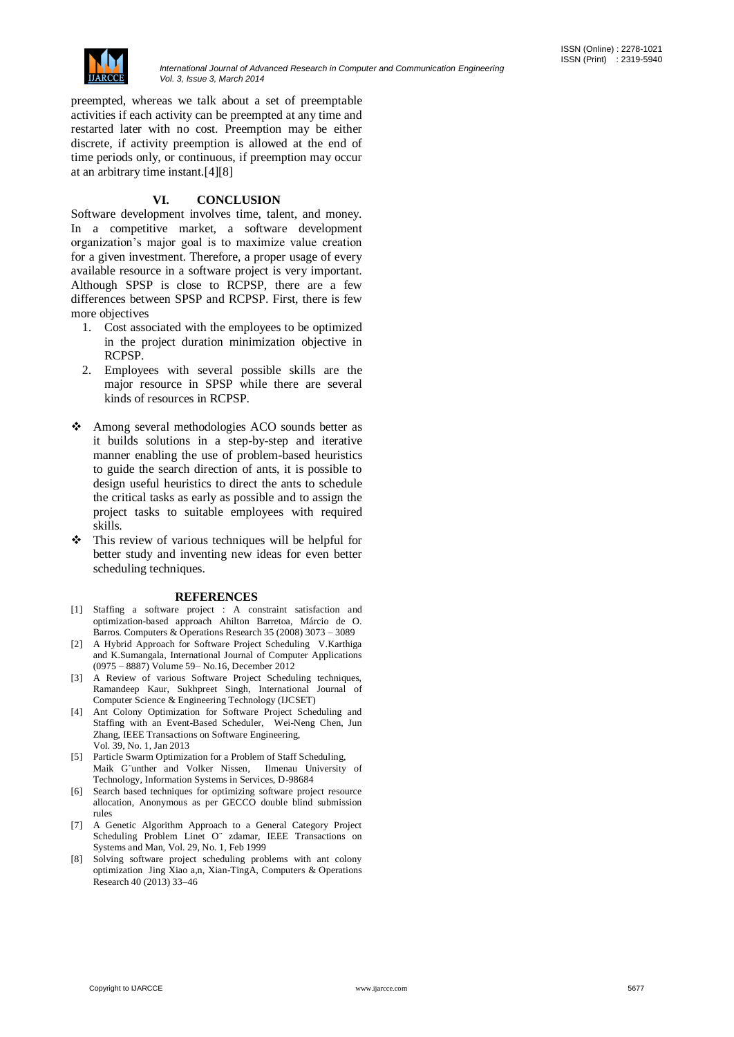preempted, whereas we talk about a set of preemptable activities if each activity can be preempted at any time and restarted later with no cost. Preemption may be either discrete, if activity preemption is allowed at the end of time periods only, or continuous, if preemption may occur at an arbitrary time instant.[4][8]

## VI. CONCLUSION

Software development involves time, talent, and money. In a competitive market, a software development organization's major goal is to maximize value creation for a given investment. Therefore, a proper usage of every available resource in a software project is very important. Although SPSP is close to RCPSP, there are a few differences between SPSP and RCPSP. First, there is few more objectives

1. Cost associated with the employees to be optimized in the project duration minimization objective in RCPSP.
2. Employees with several possible skills are the major resource in SPSP while there are several kinds of resources in RCPSP.

- ❖ Among several methodologies ACO sounds better as it builds solutions in a step-by-step and iterative manner enabling the use of problem-based heuristics to guide the search direction of ants, it is possible to design useful heuristics to direct the ants to schedule the critical tasks as early as possible and to assign the project tasks to suitable employees with required skills.
- ❖ This review of various techniques will be helpful for better study and inventing new ideas for even better scheduling techniques.

## REFERENCES

[1] Staffing a software project : A constraint satisfaction and optimization-based approach Ahilton Barretoa, Márcio de O. Barros. Computers & Operations Research 35 (2008) 3073 – 3089

[2] A Hybrid Approach for Software Project Scheduling V.Karthiga and K.Sumangala, International Journal of Computer Applications (0975 – 8887) Volume 59– No.16, December 2012

[3] A Review of various Software Project Scheduling techniques, Ramandeep Kaur, Sukhpreet Singh, International Journal of Computer Science & Engineering Technology (IJCSET)

[4] Ant Colony Optimization for Software Project Scheduling and Staffing with an Event-Based Scheduler, Wei-Neng Chen, Jun Zhang, IEEE Transactions on Software Engineering, Vol. 39, No. 1, Jan 2013

[5] Particle Swarm Optimization for a Problem of Staff Scheduling, Maik G¨unther and Volker Nissen, Ilmenau University of Technology, Information Systems in Services, D-98684

[6] Search based techniques for optimizing software project resource allocation, Anonymous as per GECCO double blind submission rules

[7] A Genetic Algorithm Approach to a General Category Project Scheduling Problem Linet O¨ zdamar, IEEE Transactions on Systems and Man, Vol. 29, No. 1, Feb 1999

[8] Solving software project scheduling problems with ant colony optimization Jing Xiao a,n, Xian-TingA, Computers & Operations Research 40 (2013) 33–46